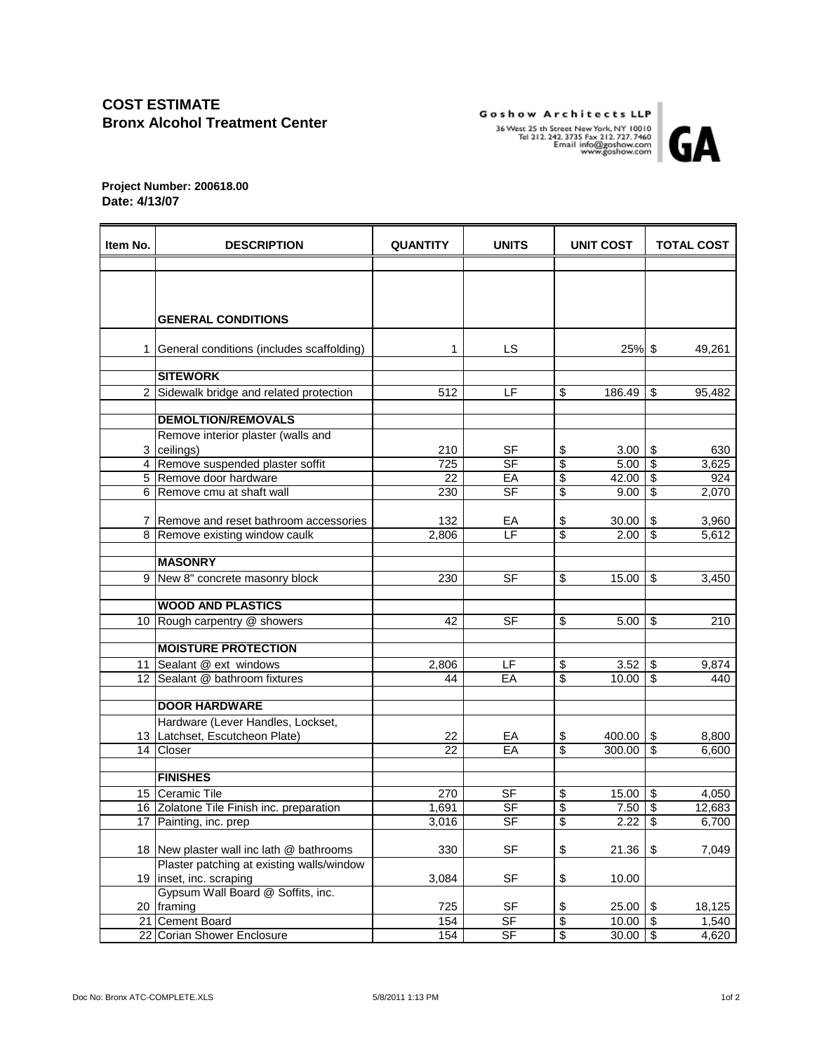# COST ESTIMATE
## Bronx Alcohol Treatment Center

**Goshow Architects LLP**
36 West 25 th Street New York, NY 10010
Tel 212. 242. 3735 Fax 212. 727. 7460
Email info@goshow.com
www.goshow.com

**GA**

**Project Number: 200618.00**
**Date: 4/13/07**

| Item No. | DESCRIPTION | QUANTITY | UNITS | UNIT COST | TOTAL COST |
|---|---|---|---|---|---|
| | **GENERAL CONDITIONS** | | | | |
| 1 | General conditions (includes scaffolding) | 1 | LS | 25% | $ 49,261 |
| | **SITEWORK** | | | | |
| 2 | Sidewalk bridge and related protection | 512 | LF | $ 186.49 | $ 95,482 |
| | **DEMOLTION/REMOVALS** | | | | |
| 3 | Remove interior plaster (walls and ceilings) | 210 | SF | $ 3.00 | $ 630 |
| 4 | Remove suspended plaster soffit | 725 | SF | $ 5.00 | $ 3,625 |
| 5 | Remove door hardware | 22 | EA | $ 42.00 | $ 924 |
| 6 | Remove cmu at shaft wall | 230 | SF | $ 9.00 | $ 2,070 |
| 7 | Remove and reset bathroom accessories | 132 | EA | $ 30.00 | $ 3,960 |
| 8 | Remove existing window caulk | 2,806 | LF | $ 2.00 | $ 5,612 |
| | **MASONRY** | | | | |
| 9 | New 8" concrete masonry block | 230 | SF | $ 15.00 | $ 3,450 |
| | **WOOD AND PLASTICS** | | | | |
| 10 | Rough carpentry @ showers | 42 | SF | $ 5.00 | $ 210 |
| | **MOISTURE PROTECTION** | | | | |
| 11 | Sealant @ ext windows | 2,806 | LF | $ 3.52 | $ 9,874 |
| 12 | Sealant @ bathroom fixtures | 44 | EA | $ 10.00 | $ 440 |
| | **DOOR HARDWARE** | | | | |
| 13 | Hardware (Lever Handles, Lockset, Latchset, Escutcheon Plate) | 22 | EA | $ 400.00 | $ 8,800 |
| 14 | Closer | 22 | EA | $ 300.00 | $ 6,600 |
| | **FINISHES** | | | | |
| 15 | Ceramic Tile | 270 | SF | $ 15.00 | $ 4,050 |
| 16 | Zolatone Tile Finish inc. preparation | 1,691 | SF | $ 7.50 | $ 12,683 |
| 17 | Painting, inc. prep | 3,016 | SF | $ 2.22 | $ 6,700 |
| 18 | New plaster wall inc lath @ bathrooms | 330 | SF | $ 21.36 | $ 7,049 |
| 19 | Plaster patching at existing walls/window inset, inc. scraping | 3,084 | SF | $ 10.00 | |
| 20 | Gypsum Wall Board @ Soffits, inc. framing | 725 | SF | $ 25.00 | $ 18,125 |
| 21 | Cement Board | 154 | SF | $ 10.00 | $ 1,540 |
| 22 | Corian Shower Enclosure | 154 | SF | $ 30.00 | $ 4,620 |

Doc No: Bronx ATC-COMPLETE.XLS 5/8/2011 1:13 PM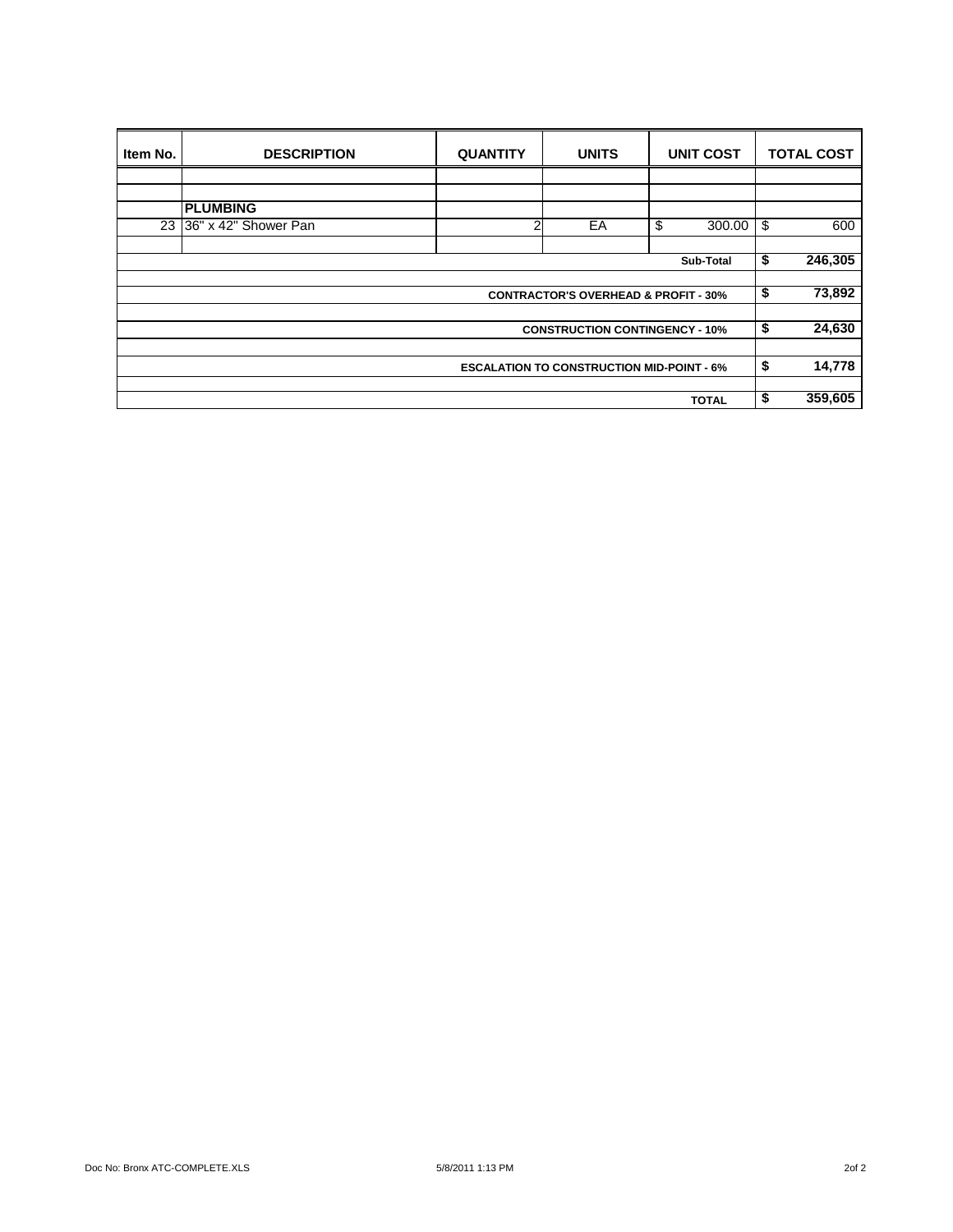| Item No. | DESCRIPTION | QUANTITY | UNITS | UNIT COST | TOTAL COST |
|---|---|---|---|---|---|
| | | | | | |
| | | | | | |
| | **PLUMBING** | | | | |
| 23 | 36" x 42" Shower Pan | 2 | EA | $ 300.00 | $ 600 |
| | | | | | |
| | | | | **Sub-Total** | **$ 246,305** |
| | | | | | |
| | | | | **CONTRACTOR'S OVERHEAD & PROFIT - 30%** | **$ 73,892** |
| | | | | | |
| | | | | **CONSTRUCTION CONTINGENCY - 10%** | **$ 24,630** |
| | | | | | |
| | | | | **ESCALATION TO CONSTRUCTION MID-POINT - 6%** | **$ 14,778** |
| | | | | | |
| | | | | **TOTAL** | **$ 359,605** |

Doc No: Bronx ATC-COMPLETE.XLS 5/8/2011 1:13 PM